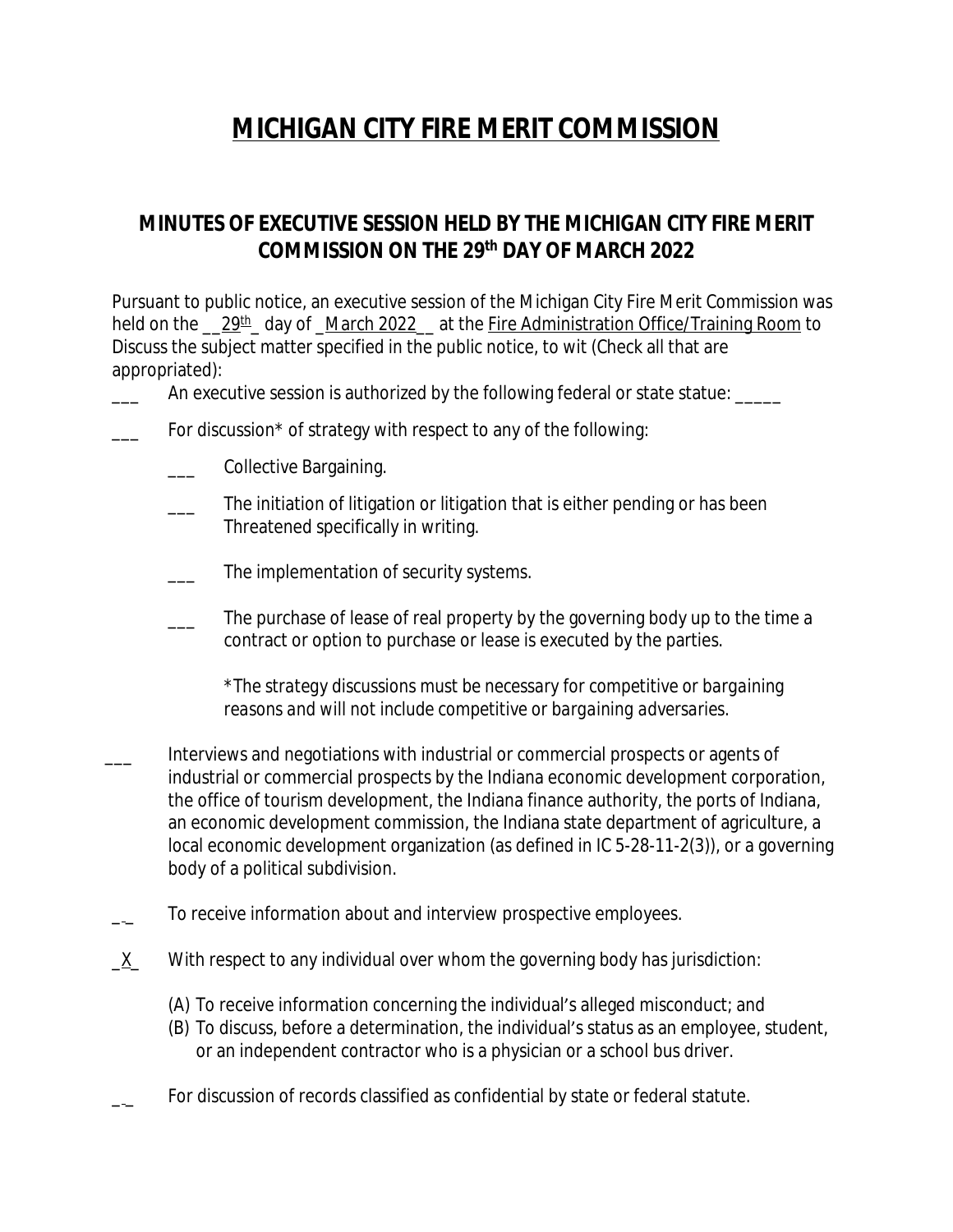# MICHIGAN CITY FIRE MERIT COMMISSION

## MINUTES OF EXECUTIVE SESSION HELD BY THE MICHIGAN CITY FIRE MERIT COMMISSION ON THE 29th DAY OF MARCH 2022

Pursuant to public notice, an executive session of the Michigan City Fire Merit Commission was held on the __29th_ day of _March 2022__ at the Fire Administration Office/Training Room to Discuss the subject matter specified in the public notice, to wit (Check all that are appropriated):

___ An executive session is authorized by the following federal or state statue: _____

___ For discussion* of strategy with respect to any of the following:

___ Collective Bargaining.

___ The initiation of litigation or litigation that is either pending or has been Threatened specifically in writing.

___ The implementation of security systems.

___ The purchase of lease of real property by the governing body up to the time a contract or option to purchase or lease is executed by the parties.

*\*The strategy discussions must be necessary for competitive or bargaining reasons and will not include competitive or bargaining adversaries.*

___ Interviews and negotiations with industrial or commercial prospects or agents of industrial or commercial prospects by the Indiana economic development corporation, the office of tourism development, the Indiana finance authority, the ports of Indiana, an economic development commission, the Indiana state department of agriculture, a local economic development organization (as defined in IC 5-28-11-2(3)), or a governing body of a political subdivision.

_-_ To receive information about and interview prospective employees.

_X_ With respect to any individual over whom the governing body has jurisdiction:

(A) To receive information concerning the individual's alleged misconduct; and
(B) To discuss, before a determination, the individual's status as an employee, student, or an independent contractor who is a physician or a school bus driver.

_-_ For discussion of records classified as confidential by state or federal statute.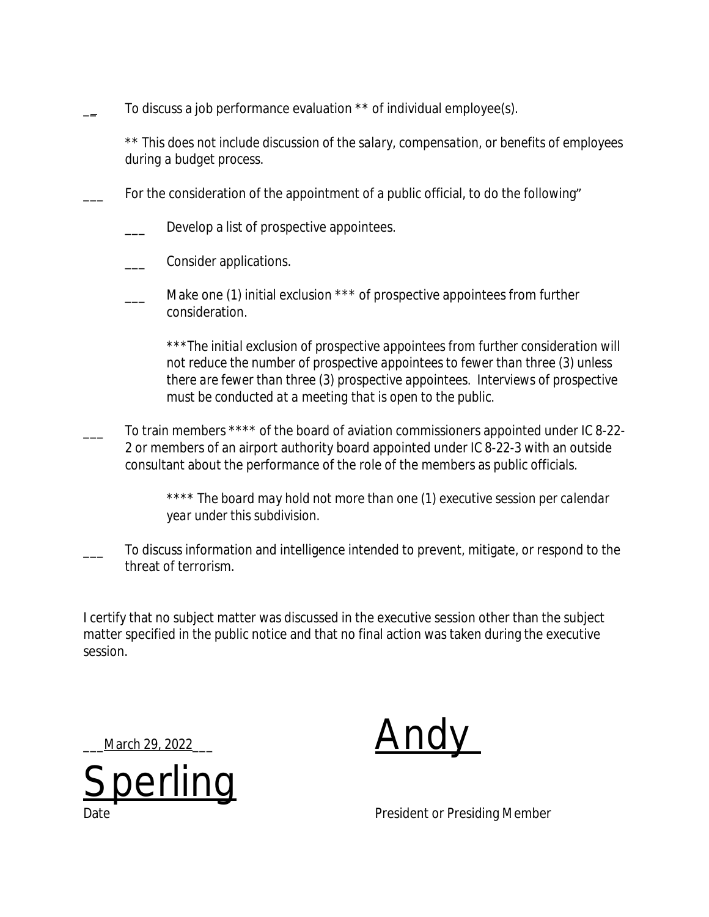\_\_ To discuss a job performance evaluation ** of individual employee(s).

*** This does not include discussion of the salary, compensation, or benefits of employees during a budget process.*

\_\_\_ For the consideration of the appointment of a public official, to do the following"

- \_\_\_ Develop a list of prospective appointees.
- \_\_\_ Consider applications.
- \_\_\_ Make one (1) initial exclusion *** of prospective appointees from further consideration.

  **The initial exclusion of prospective appointees from further consideration will not reduce the number of prospective appointees to fewer than three (3) unless there are fewer than three (3) prospective appointees. Interviews of prospective must be conducted at a meeting that is open to the public.*

\_\_\_ To train members **** of the board of aviation commissioners appointed under IC 8-22-2 or members of an airport authority board appointed under IC 8-22-3 with an outside consultant about the performance of the role of the members as public officials.

**** The board may hold not more than one (1) executive session per calendar year under this subdivision.

\_\_\_ To discuss information and intelligence intended to prevent, mitigate, or respond to the threat of terrorism.

I certify that no subject matter was discussed in the executive session other than the subject matter specified in the public notice and that no final action was taken during the executive session.

\_\_\_March 29, 2022\_\_\_

Date

Andy Sperling

President or Presiding Member